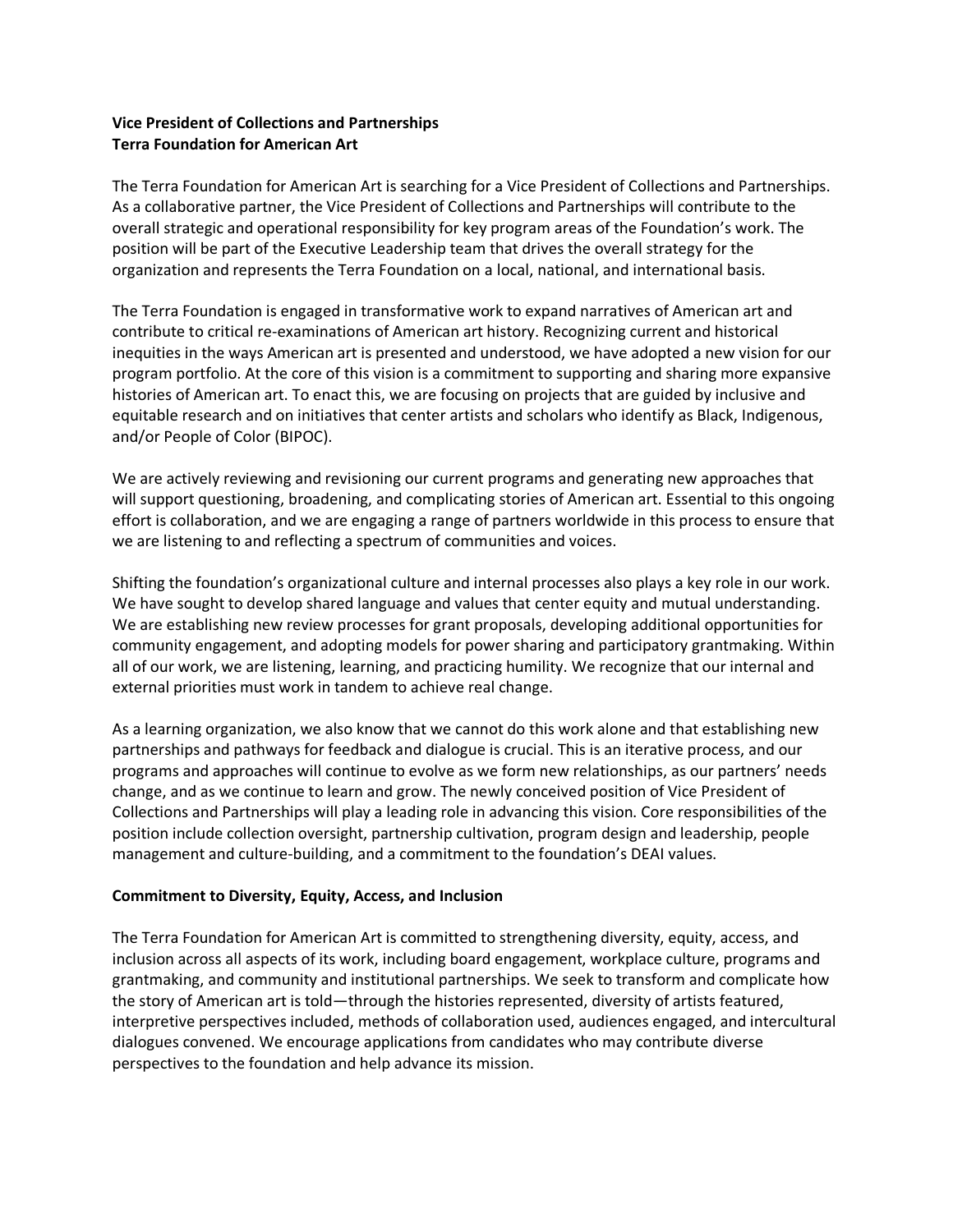**Vice President of Collections and Partnerships**
**Terra Foundation for American Art**

The Terra Foundation for American Art is searching for a Vice President of Collections and Partnerships. As a collaborative partner, the Vice President of Collections and Partnerships will contribute to the overall strategic and operational responsibility for key program areas of the Foundation's work. The position will be part of the Executive Leadership team that drives the overall strategy for the organization and represents the Terra Foundation on a local, national, and international basis.

The Terra Foundation is engaged in transformative work to expand narratives of American art and contribute to critical re-examinations of American art history. Recognizing current and historical inequities in the ways American art is presented and understood, we have adopted a new vision for our program portfolio. At the core of this vision is a commitment to supporting and sharing more expansive histories of American art. To enact this, we are focusing on projects that are guided by inclusive and equitable research and on initiatives that center artists and scholars who identify as Black, Indigenous, and/or People of Color (BIPOC).

We are actively reviewing and revisioning our current programs and generating new approaches that will support questioning, broadening, and complicating stories of American art. Essential to this ongoing effort is collaboration, and we are engaging a range of partners worldwide in this process to ensure that we are listening to and reflecting a spectrum of communities and voices.

Shifting the foundation's organizational culture and internal processes also plays a key role in our work. We have sought to develop shared language and values that center equity and mutual understanding. We are establishing new review processes for grant proposals, developing additional opportunities for community engagement, and adopting models for power sharing and participatory grantmaking. Within all of our work, we are listening, learning, and practicing humility. We recognize that our internal and external priorities must work in tandem to achieve real change.

As a learning organization, we also know that we cannot do this work alone and that establishing new partnerships and pathways for feedback and dialogue is crucial. This is an iterative process, and our programs and approaches will continue to evolve as we form new relationships, as our partners' needs change, and as we continue to learn and grow. The newly conceived position of Vice President of Collections and Partnerships will play a leading role in advancing this vision. Core responsibilities of the position include collection oversight, partnership cultivation, program design and leadership, people management and culture-building, and a commitment to the foundation's DEAI values.

**Commitment to Diversity, Equity, Access, and Inclusion**

The Terra Foundation for American Art is committed to strengthening diversity, equity, access, and inclusion across all aspects of its work, including board engagement, workplace culture, programs and grantmaking, and community and institutional partnerships. We seek to transform and complicate how the story of American art is told—through the histories represented, diversity of artists featured, interpretive perspectives included, methods of collaboration used, audiences engaged, and intercultural dialogues convened. We encourage applications from candidates who may contribute diverse perspectives to the foundation and help advance its mission.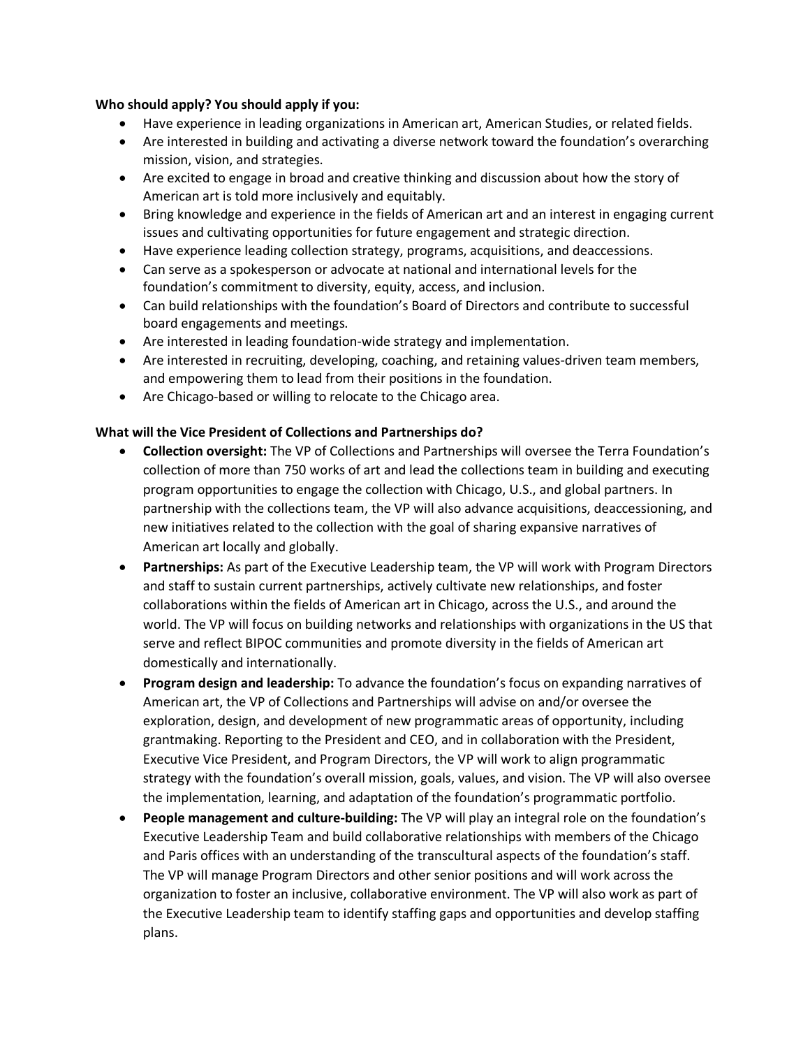**Who should apply? You should apply if you:**

- Have experience in leading organizations in American art, American Studies, or related fields.
- Are interested in building and activating a diverse network toward the foundation's overarching mission, vision, and strategies.
- Are excited to engage in broad and creative thinking and discussion about how the story of American art is told more inclusively and equitably.
- Bring knowledge and experience in the fields of American art and an interest in engaging current issues and cultivating opportunities for future engagement and strategic direction.
- Have experience leading collection strategy, programs, acquisitions, and deaccessions.
- Can serve as a spokesperson or advocate at national and international levels for the foundation's commitment to diversity, equity, access, and inclusion.
- Can build relationships with the foundation's Board of Directors and contribute to successful board engagements and meetings.
- Are interested in leading foundation-wide strategy and implementation.
- Are interested in recruiting, developing, coaching, and retaining values-driven team members, and empowering them to lead from their positions in the foundation.
- Are Chicago-based or willing to relocate to the Chicago area.

**What will the Vice President of Collections and Partnerships do?**

- **Collection oversight:** The VP of Collections and Partnerships will oversee the Terra Foundation's collection of more than 750 works of art and lead the collections team in building and executing program opportunities to engage the collection with Chicago, U.S., and global partners. In partnership with the collections team, the VP will also advance acquisitions, deaccessioning, and new initiatives related to the collection with the goal of sharing expansive narratives of American art locally and globally.
- **Partnerships:** As part of the Executive Leadership team, the VP will work with Program Directors and staff to sustain current partnerships, actively cultivate new relationships, and foster collaborations within the fields of American art in Chicago, across the U.S., and around the world. The VP will focus on building networks and relationships with organizations in the US that serve and reflect BIPOC communities and promote diversity in the fields of American art domestically and internationally.
- **Program design and leadership:** To advance the foundation's focus on expanding narratives of American art, the VP of Collections and Partnerships will advise on and/or oversee the exploration, design, and development of new programmatic areas of opportunity, including grantmaking. Reporting to the President and CEO, and in collaboration with the President, Executive Vice President, and Program Directors, the VP will work to align programmatic strategy with the foundation's overall mission, goals, values, and vision. The VP will also oversee the implementation, learning, and adaptation of the foundation's programmatic portfolio.
- **People management and culture-building:** The VP will play an integral role on the foundation's Executive Leadership Team and build collaborative relationships with members of the Chicago and Paris offices with an understanding of the transcultural aspects of the foundation's staff. The VP will manage Program Directors and other senior positions and will work across the organization to foster an inclusive, collaborative environment. The VP will also work as part of the Executive Leadership team to identify staffing gaps and opportunities and develop staffing plans.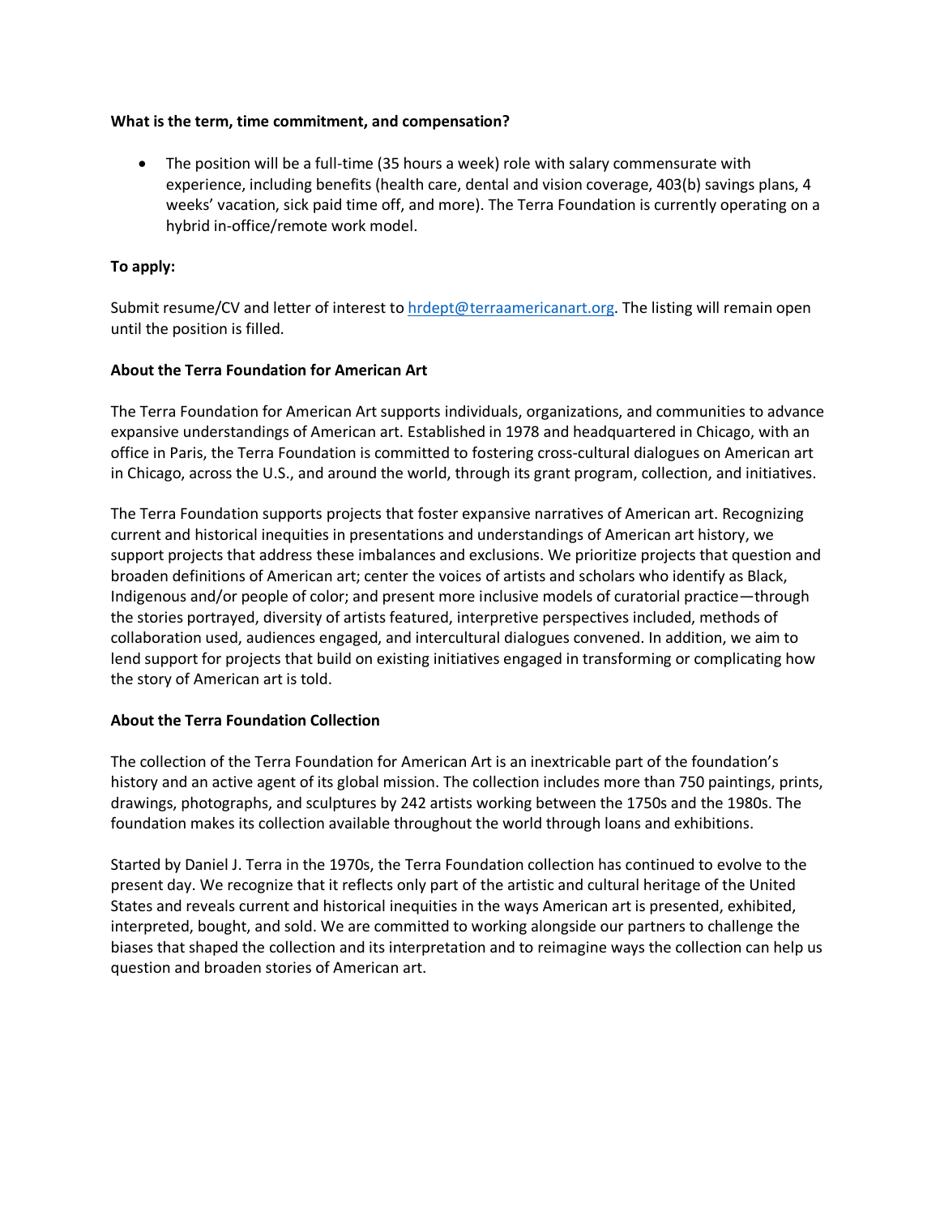**What is the term, time commitment, and compensation?**

- The position will be a full-time (35 hours a week) role with salary commensurate with experience, including benefits (health care, dental and vision coverage, 403(b) savings plans, 4 weeks' vacation, sick paid time off, and more). The Terra Foundation is currently operating on a hybrid in-office/remote work model.

**To apply:**

Submit resume/CV and letter of interest to [hrdept@terraamericanart.org](mailto:hrdept@terraamericanart.org). The listing will remain open until the position is filled.

**About the Terra Foundation for American Art**

The Terra Foundation for American Art supports individuals, organizations, and communities to advance expansive understandings of American art. Established in 1978 and headquartered in Chicago, with an office in Paris, the Terra Foundation is committed to fostering cross-cultural dialogues on American art in Chicago, across the U.S., and around the world, through its grant program, collection, and initiatives.

The Terra Foundation supports projects that foster expansive narratives of American art. Recognizing current and historical inequities in presentations and understandings of American art history, we support projects that address these imbalances and exclusions. We prioritize projects that question and broaden definitions of American art; center the voices of artists and scholars who identify as Black, Indigenous and/or people of color; and present more inclusive models of curatorial practice—through the stories portrayed, diversity of artists featured, interpretive perspectives included, methods of collaboration used, audiences engaged, and intercultural dialogues convened. In addition, we aim to lend support for projects that build on existing initiatives engaged in transforming or complicating how the story of American art is told.

**About the Terra Foundation Collection**

The collection of the Terra Foundation for American Art is an inextricable part of the foundation's history and an active agent of its global mission. The collection includes more than 750 paintings, prints, drawings, photographs, and sculptures by 242 artists working between the 1750s and the 1980s. The foundation makes its collection available throughout the world through loans and exhibitions.

Started by Daniel J. Terra in the 1970s, the Terra Foundation collection has continued to evolve to the present day. We recognize that it reflects only part of the artistic and cultural heritage of the United States and reveals current and historical inequities in the ways American art is presented, exhibited, interpreted, bought, and sold. We are committed to working alongside our partners to challenge the biases that shaped the collection and its interpretation and to reimagine ways the collection can help us question and broaden stories of American art.